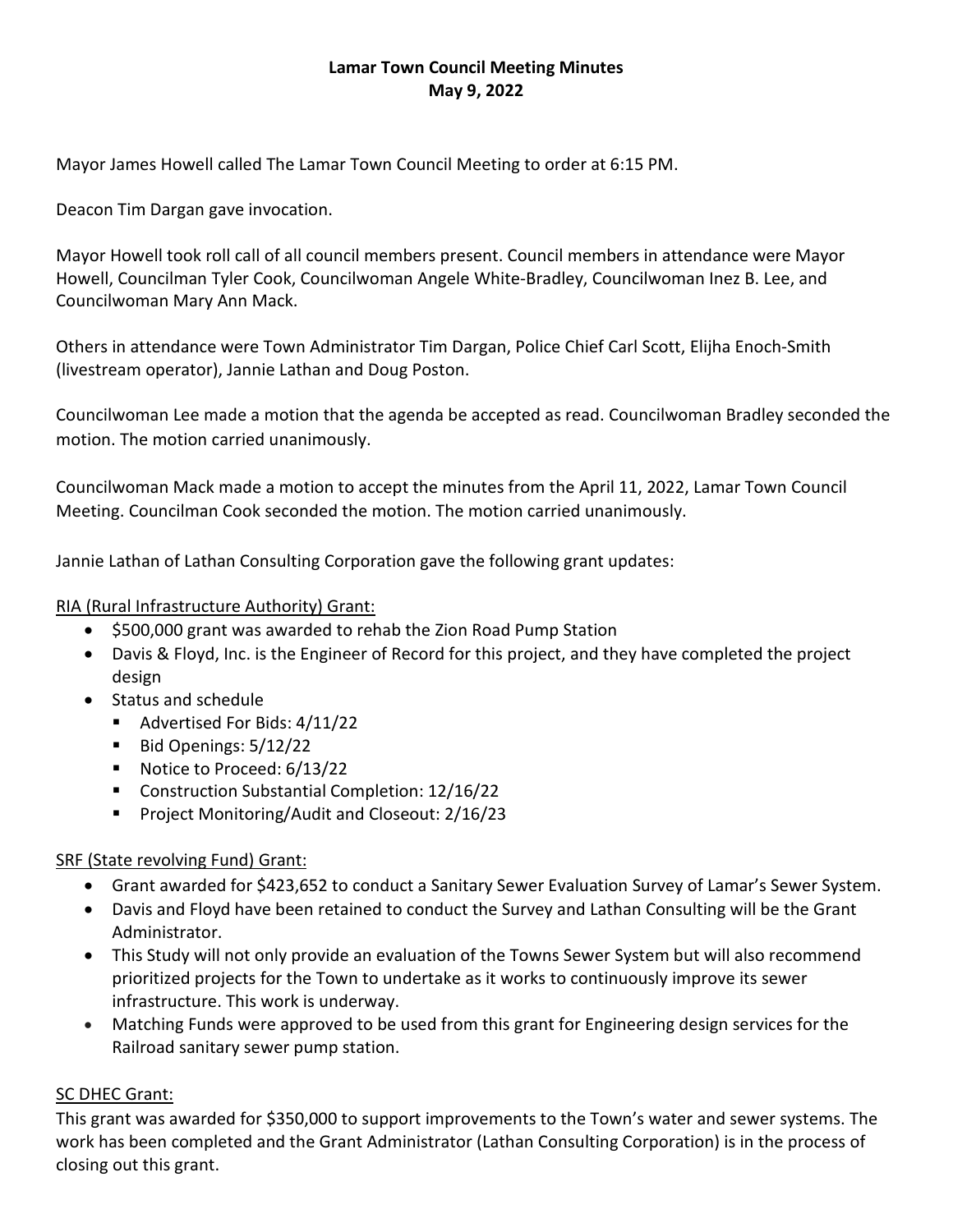**Lamar Town Council Meeting Minutes**
**May 9, 2022**

Mayor James Howell called The Lamar Town Council Meeting to order at 6:15 PM.

Deacon Tim Dargan gave invocation.

Mayor Howell took roll call of all council members present. Council members in attendance were Mayor Howell, Councilman Tyler Cook, Councilwoman Angele White-Bradley, Councilwoman Inez B. Lee, and Councilwoman Mary Ann Mack.

Others in attendance were Town Administrator Tim Dargan, Police Chief Carl Scott, Elijha Enoch-Smith (livestream operator), Jannie Lathan and Doug Poston.

Councilwoman Lee made a motion that the agenda be accepted as read. Councilwoman Bradley seconded the motion. The motion carried unanimously.

Councilwoman Mack made a motion to accept the minutes from the April 11, 2022, Lamar Town Council Meeting. Councilman Cook seconded the motion. The motion carried unanimously.

Jannie Lathan of Lathan Consulting Corporation gave the following grant updates:

<u>RIA (Rural Infrastructure Authority) Grant:</u>

- $500,000 grant was awarded to rehab the Zion Road Pump Station
- Davis & Floyd, Inc. is the Engineer of Record for this project, and they have completed the project design
- Status and schedule
  - Advertised For Bids: 4/11/22
  - Bid Openings: 5/12/22
  - Notice to Proceed: 6/13/22
  - Construction Substantial Completion: 12/16/22
  - Project Monitoring/Audit and Closeout: 2/16/23

<u>SRF (State revolving Fund) Grant:</u>

- Grant awarded for $423,652 to conduct a Sanitary Sewer Evaluation Survey of Lamar's Sewer System.
- Davis and Floyd have been retained to conduct the Survey and Lathan Consulting will be the Grant Administrator.
- This Study will not only provide an evaluation of the Towns Sewer System but will also recommend prioritized projects for the Town to undertake as it works to continuously improve its sewer infrastructure. This work is underway.
- Matching Funds were approved to be used from this grant for Engineering design services for the Railroad sanitary sewer pump station.

<u>SC DHEC Grant:</u>

This grant was awarded for $350,000 to support improvements to the Town's water and sewer systems. The work has been completed and the Grant Administrator (Lathan Consulting Corporation) is in the process of closing out this grant.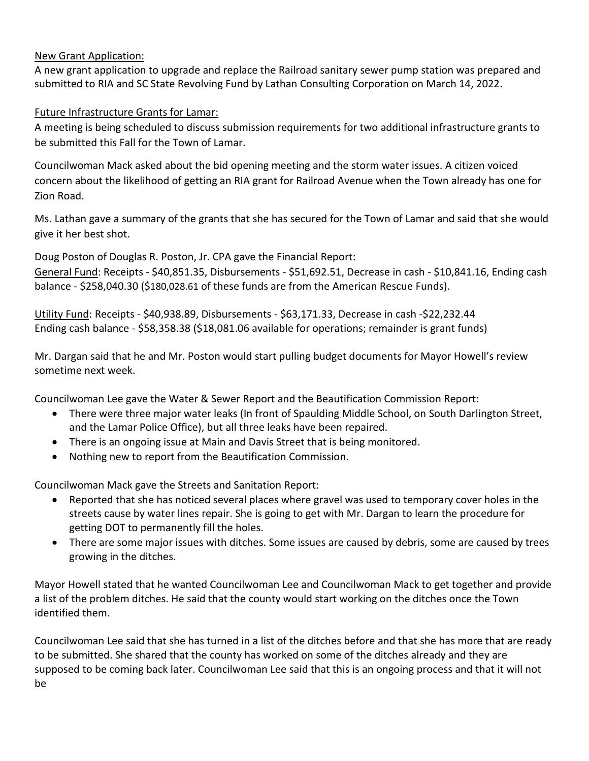<u>New Grant Application:</u>
A new grant application to upgrade and replace the Railroad sanitary sewer pump station was prepared and submitted to RIA and SC State Revolving Fund by Lathan Consulting Corporation on March 14, 2022.

<u>Future Infrastructure Grants for Lamar:</u>
A meeting is being scheduled to discuss submission requirements for two additional infrastructure grants to be submitted this Fall for the Town of Lamar.

Councilwoman Mack asked about the bid opening meeting and the storm water issues. A citizen voiced concern about the likelihood of getting an RIA grant for Railroad Avenue when the Town already has one for Zion Road.

Ms. Lathan gave a summary of the grants that she has secured for the Town of Lamar and said that she would give it her best shot.

Doug Poston of Douglas R. Poston, Jr. CPA gave the Financial Report:
<u>General Fund</u>: Receipts - $40,851.35, Disbursements - $51,692.51, Decrease in cash - $10,841.16, Ending cash balance - $258,040.30 ($180,028.61 of these funds are from the American Rescue Funds).

<u>Utility Fund</u>: Receipts - $40,938.89, Disbursements - $63,171.33, Decrease in cash -$22,232.44
Ending cash balance - $58,358.38 ($18,081.06 available for operations; remainder is grant funds)

Mr. Dargan said that he and Mr. Poston would start pulling budget documents for Mayor Howell's review sometime next week.

Councilwoman Lee gave the Water & Sewer Report and the Beautification Commission Report:

- There were three major water leaks (In front of Spaulding Middle School, on South Darlington Street, and the Lamar Police Office), but all three leaks have been repaired.
- There is an ongoing issue at Main and Davis Street that is being monitored.
- Nothing new to report from the Beautification Commission.

Councilwoman Mack gave the Streets and Sanitation Report:

- Reported that she has noticed several places where gravel was used to temporary cover holes in the streets cause by water lines repair. She is going to get with Mr. Dargan to learn the procedure for getting DOT to permanently fill the holes.
- There are some major issues with ditches. Some issues are caused by debris, some are caused by trees growing in the ditches.

Mayor Howell stated that he wanted Councilwoman Lee and Councilwoman Mack to get together and provide a list of the problem ditches. He said that the county would start working on the ditches once the Town identified them.

Councilwoman Lee said that she has turned in a list of the ditches before and that she has more that are ready to be submitted. She shared that the county has worked on some of the ditches already and they are supposed to be coming back later. Councilwoman Lee said that this is an ongoing process and that it will not be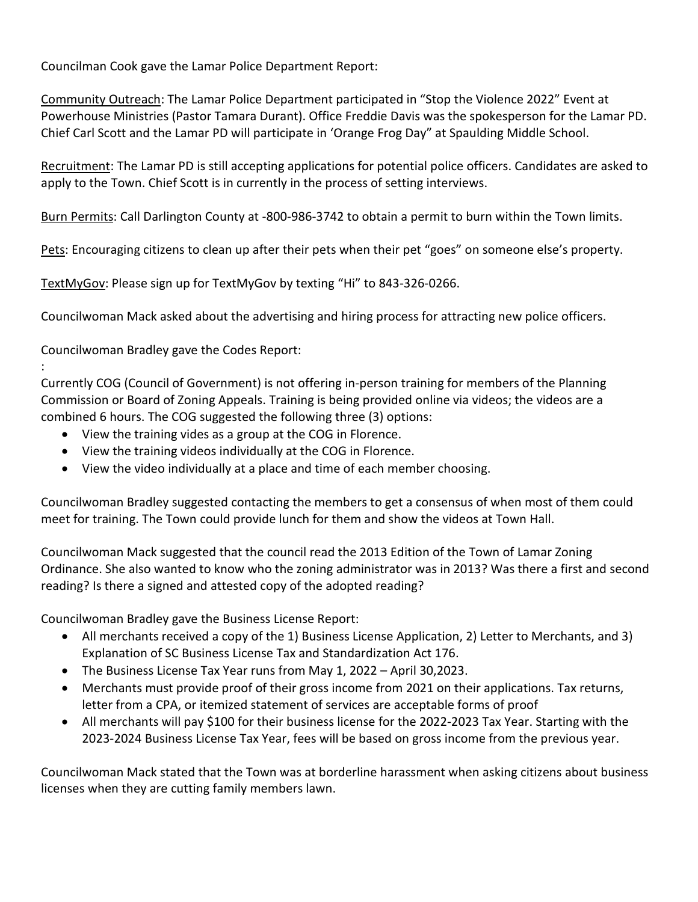Councilman Cook gave the Lamar Police Department Report:

Community Outreach: The Lamar Police Department participated in "Stop the Violence 2022" Event at Powerhouse Ministries (Pastor Tamara Durant). Office Freddie Davis was the spokesperson for the Lamar PD. Chief Carl Scott and the Lamar PD will participate in 'Orange Frog Day" at Spaulding Middle School.

Recruitment: The Lamar PD is still accepting applications for potential police officers. Candidates are asked to apply to the Town. Chief Scott is in currently in the process of setting interviews.

Burn Permits: Call Darlington County at -800-986-3742 to obtain a permit to burn within the Town limits.

Pets: Encouraging citizens to clean up after their pets when their pet "goes" on someone else's property.

TextMyGov: Please sign up for TextMyGov by texting "Hi" to 843-326-0266.

Councilwoman Mack asked about the advertising and hiring process for attracting new police officers.

Councilwoman Bradley gave the Codes Report:

:

Currently COG (Council of Government) is not offering in-person training for members of the Planning Commission or Board of Zoning Appeals. Training is being provided online via videos; the videos are a combined 6 hours. The COG suggested the following three (3) options:

- View the training vides as a group at the COG in Florence.
- View the training videos individually at the COG in Florence.
- View the video individually at a place and time of each member choosing.

Councilwoman Bradley suggested contacting the members to get a consensus of when most of them could meet for training. The Town could provide lunch for them and show the videos at Town Hall.

Councilwoman Mack suggested that the council read the 2013 Edition of the Town of Lamar Zoning Ordinance. She also wanted to know who the zoning administrator was in 2013? Was there a first and second reading? Is there a signed and attested copy of the adopted reading?

Councilwoman Bradley gave the Business License Report:

- All merchants received a copy of the 1) Business License Application, 2) Letter to Merchants, and 3) Explanation of SC Business License Tax and Standardization Act 176.
- The Business License Tax Year runs from May 1, 2022 – April 30,2023.
- Merchants must provide proof of their gross income from 2021 on their applications. Tax returns, letter from a CPA, or itemized statement of services are acceptable forms of proof
- All merchants will pay $100 for their business license for the 2022-2023 Tax Year. Starting with the 2023-2024 Business License Tax Year, fees will be based on gross income from the previous year.

Councilwoman Mack stated that the Town was at borderline harassment when asking citizens about business licenses when they are cutting family members lawn.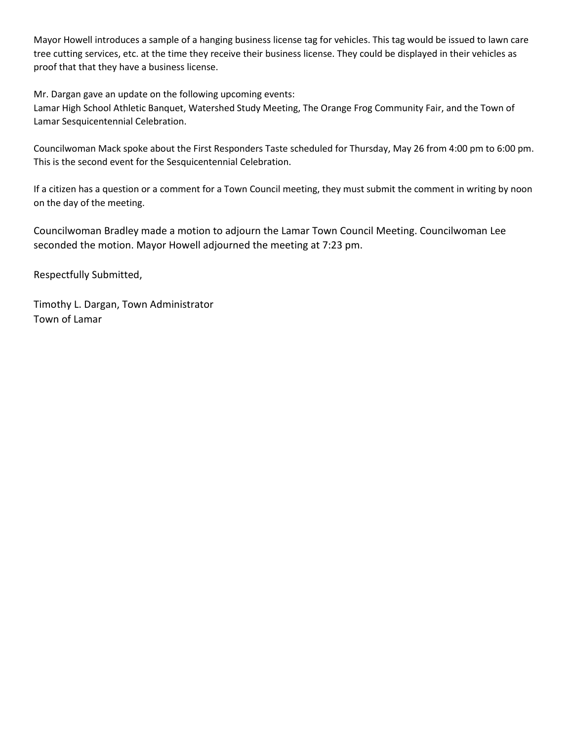Mayor Howell introduces a sample of a hanging business license tag for vehicles. This tag would be issued to lawn care tree cutting services, etc. at the time they receive their business license. They could be displayed in their vehicles as proof that that they have a business license.

Mr. Dargan gave an update on the following upcoming events:
Lamar High School Athletic Banquet, Watershed Study Meeting, The Orange Frog Community Fair, and the Town of Lamar Sesquicentennial Celebration.

Councilwoman Mack spoke about the First Responders Taste scheduled for Thursday, May 26 from 4:00 pm to 6:00 pm. This is the second event for the Sesquicentennial Celebration.

If a citizen has a question or a comment for a Town Council meeting, they must submit the comment in writing by noon on the day of the meeting.

Councilwoman Bradley made a motion to adjourn the Lamar Town Council Meeting. Councilwoman Lee seconded the motion. Mayor Howell adjourned the meeting at 7:23 pm.

Respectfully Submitted,

Timothy L. Dargan, Town Administrator
Town of Lamar